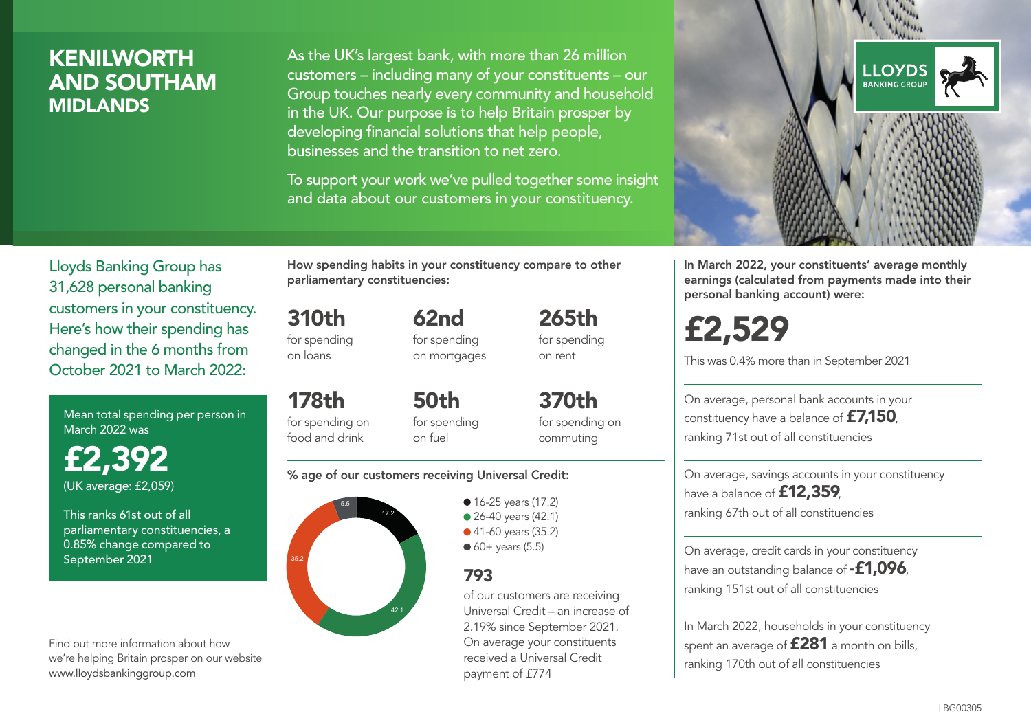# KENILWORTH AND SOUTHAM
## MIDLANDS

As the UK's largest bank, with more than 26 million customers – including many of your constituents – our Group touches nearly every community and household in the UK. Our purpose is to help Britain prosper by developing financial solutions that help people, businesses and the transition to net zero.

To support your work we've pulled together some insight and data about our customers in your constituency.

LLOYDS BANKING GROUP

Lloyds Banking Group has 31,628 personal banking customers in your constituency. Here's how their spending has changed in the 6 months from October 2021 to March 2022:

Mean total spending per person in March 2022 was

**£2,392**
(UK average: £2,059)

This ranks 61st out of all parliamentary constituencies, a 0.85% change compared to September 2021

Find out more information about how we're helping Britain prosper on our website www.lloydsbankinggroup.com

**How spending habits in your constituency compare to other parliamentary constituencies:**

**310th** for spending on loans

**62nd** for spending on mortgages

**265th** for spending on rent

**178th** for spending on food and drink

**50th** for spending on fuel

**370th** for spending on commuting

**% age of our customers receiving Universal Credit:**

- 16-25 years (17.2)
- 26-40 years (42.1)
- 41-60 years (35.2)
- 60+ years (5.5)

**793**
of our customers are receiving Universal Credit – an increase of 2.19% since September 2021. On average your constituents received a Universal Credit payment of £774

**In March 2022, your constituents' average monthly earnings (calculated from payments made into their personal banking account) were:**

**£2,529**

This was 0.4% more than in September 2021

On average, personal bank accounts in your constituency have a balance of **£7,150**, ranking 71st out of all constituencies

On average, savings accounts in your constituency have a balance of **£12,359**, ranking 67th out of all constituencies

On average, credit cards in your constituency have an outstanding balance of **-£1,096**, ranking 151st out of all constituencies

In March 2022, households in your constituency spent an average of **£281** a month on bills, ranking 170th out of all constituencies

LBG00305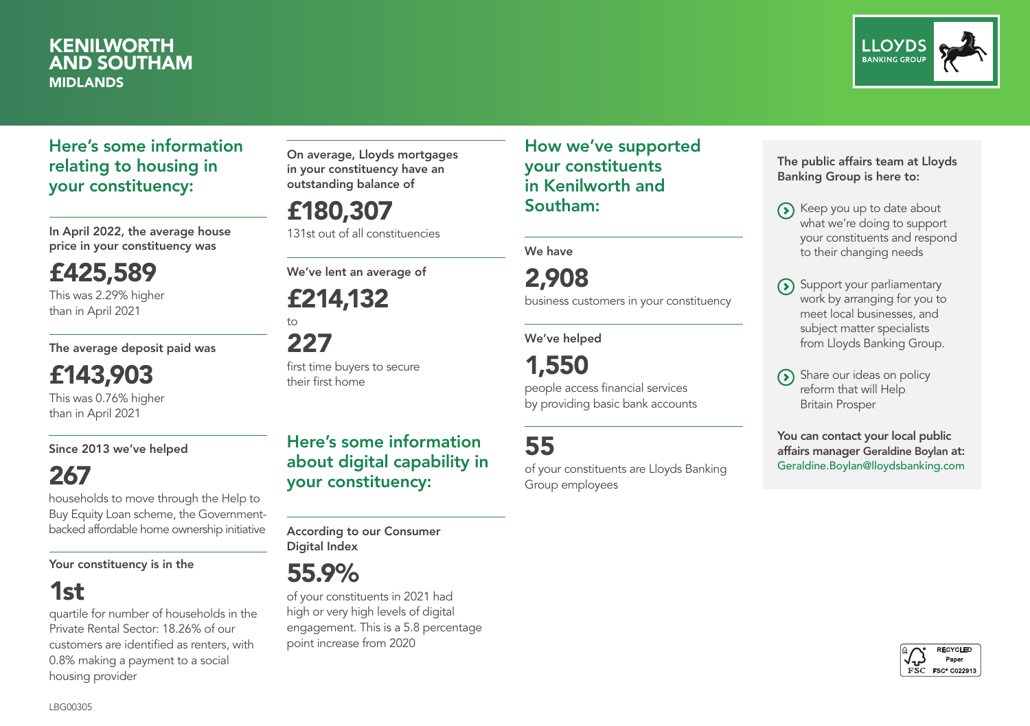# KENILWORTH AND SOUTHAM

## MIDLANDS

## Here's some information relating to housing in your constituency:

**In April 2022, the average house price in your constituency was**

**£425,589**

This was 2.29% higher than in April 2021

**The average deposit paid was**

**£143,903**

This was 0.76% higher than in April 2021

**Since 2013 we've helped**

**267**

households to move through the Help to Buy Equity Loan scheme, the Government-backed affordable home ownership initiative

**Your constituency is in the**

**1st**

quartile for number of households in the Private Rental Sector: 18.26% of our customers are identified as renters, with 0.8% making a payment to a social housing provider

**On average, Lloyds mortgages in your constituency have an outstanding balance of**

**£180,307**

131st out of all constituencies

**We've lent an average of**

**£214,132**

to

**227**

first time buyers to secure their first home

## Here's some information about digital capability in your constituency:

**According to our Consumer Digital Index**

**55.9%**

of your constituents in 2021 had high or very high levels of digital engagement. This is a 5.8 percentage point increase from 2020

## How we've supported your constituents in Kenilworth and Southam:

**We have**

**2,908**

business customers in your constituency

**We've helped**

**1,550**

people access financial services by providing basic bank accounts

**55**

of your constituents are Lloyds Banking Group employees

**The public affairs team at Lloyds Banking Group is here to:**

- Keep you up to date about what we're doing to support your constituents and respond to their changing needs
- Support your parliamentary work by arranging for you to meet local businesses, and subject matter specialists from Lloyds Banking Group.
- Share our ideas on policy reform that will Help Britain Prosper

**You can contact your local public affairs manager Geraldine Boylan at:**
Geraldine.Boylan@lloydsbanking.com

LBG00305